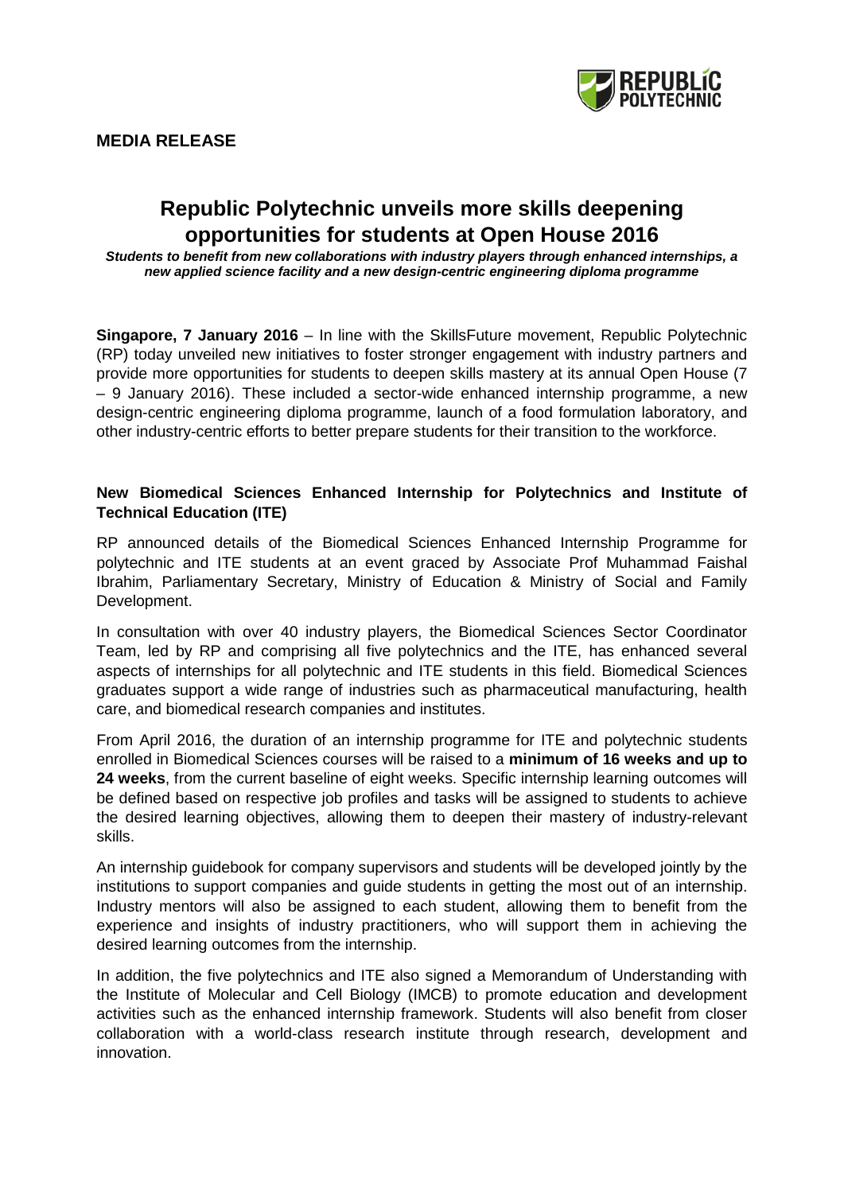**MEDIA RELEASE**

# Republic Polytechnic unveils more skills deepening opportunities for students at Open House 2016

***Students to benefit from new collaborations with industry players through enhanced internships, a new applied science facility and a new design-centric engineering diploma programme***

**Singapore, 7 January 2016** – In line with the SkillsFuture movement, Republic Polytechnic (RP) today unveiled new initiatives to foster stronger engagement with industry partners and provide more opportunities for students to deepen skills mastery at its annual Open House (7 – 9 January 2016). These included a sector-wide enhanced internship programme, a new design-centric engineering diploma programme, launch of a food formulation laboratory, and other industry-centric efforts to better prepare students for their transition to the workforce.

**New Biomedical Sciences Enhanced Internship for Polytechnics and Institute of Technical Education (ITE)**

RP announced details of the Biomedical Sciences Enhanced Internship Programme for polytechnic and ITE students at an event graced by Associate Prof Muhammad Faishal Ibrahim, Parliamentary Secretary, Ministry of Education & Ministry of Social and Family Development.

In consultation with over 40 industry players, the Biomedical Sciences Sector Coordinator Team, led by RP and comprising all five polytechnics and the ITE, has enhanced several aspects of internships for all polytechnic and ITE students in this field. Biomedical Sciences graduates support a wide range of industries such as pharmaceutical manufacturing, health care, and biomedical research companies and institutes.

From April 2016, the duration of an internship programme for ITE and polytechnic students enrolled in Biomedical Sciences courses will be raised to a **minimum of 16 weeks and up to 24 weeks**, from the current baseline of eight weeks. Specific internship learning outcomes will be defined based on respective job profiles and tasks will be assigned to students to achieve the desired learning objectives, allowing them to deepen their mastery of industry-relevant skills.

An internship guidebook for company supervisors and students will be developed jointly by the institutions to support companies and guide students in getting the most out of an internship. Industry mentors will also be assigned to each student, allowing them to benefit from the experience and insights of industry practitioners, who will support them in achieving the desired learning outcomes from the internship.

In addition, the five polytechnics and ITE also signed a Memorandum of Understanding with the Institute of Molecular and Cell Biology (IMCB) to promote education and development activities such as the enhanced internship framework. Students will also benefit from closer collaboration with a world-class research institute through research, development and innovation.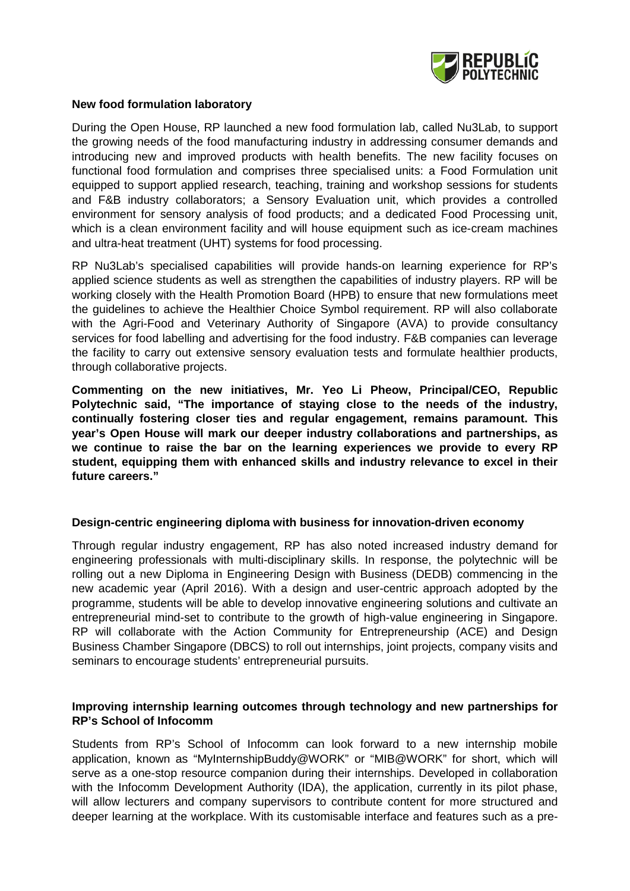**New food formulation laboratory**

During the Open House, RP launched a new food formulation lab, called Nu3Lab, to support the growing needs of the food manufacturing industry in addressing consumer demands and introducing new and improved products with health benefits. The new facility focuses on functional food formulation and comprises three specialised units: a Food Formulation unit equipped to support applied research, teaching, training and workshop sessions for students and F&B industry collaborators; a Sensory Evaluation unit, which provides a controlled environment for sensory analysis of food products; and a dedicated Food Processing unit, which is a clean environment facility and will house equipment such as ice-cream machines and ultra-heat treatment (UHT) systems for food processing.

RP Nu3Lab's specialised capabilities will provide hands-on learning experience for RP's applied science students as well as strengthen the capabilities of industry players. RP will be working closely with the Health Promotion Board (HPB) to ensure that new formulations meet the guidelines to achieve the Healthier Choice Symbol requirement. RP will also collaborate with the Agri-Food and Veterinary Authority of Singapore (AVA) to provide consultancy services for food labelling and advertising for the food industry. F&B companies can leverage the facility to carry out extensive sensory evaluation tests and formulate healthier products, through collaborative projects.

**Commenting on the new initiatives, Mr. Yeo Li Pheow, Principal/CEO, Republic Polytechnic said, "The importance of staying close to the needs of the industry, continually fostering closer ties and regular engagement, remains paramount. This year's Open House will mark our deeper industry collaborations and partnerships, as we continue to raise the bar on the learning experiences we provide to every RP student, equipping them with enhanced skills and industry relevance to excel in their future careers."**

**Design-centric engineering diploma with business for innovation-driven economy**

Through regular industry engagement, RP has also noted increased industry demand for engineering professionals with multi-disciplinary skills. In response, the polytechnic will be rolling out a new Diploma in Engineering Design with Business (DEDB) commencing in the new academic year (April 2016). With a design and user-centric approach adopted by the programme, students will be able to develop innovative engineering solutions and cultivate an entrepreneurial mind-set to contribute to the growth of high-value engineering in Singapore. RP will collaborate with the Action Community for Entrepreneurship (ACE) and Design Business Chamber Singapore (DBCS) to roll out internships, joint projects, company visits and seminars to encourage students' entrepreneurial pursuits.

**Improving internship learning outcomes through technology and new partnerships for RP's School of Infocomm**

Students from RP's School of Infocomm can look forward to a new internship mobile application, known as "MyInternshipBuddy@WORK" or "MIB@WORK" for short, which will serve as a one-stop resource companion during their internships. Developed in collaboration with the Infocomm Development Authority (IDA), the application, currently in its pilot phase, will allow lecturers and company supervisors to contribute content for more structured and deeper learning at the workplace. With its customisable interface and features such as a pre-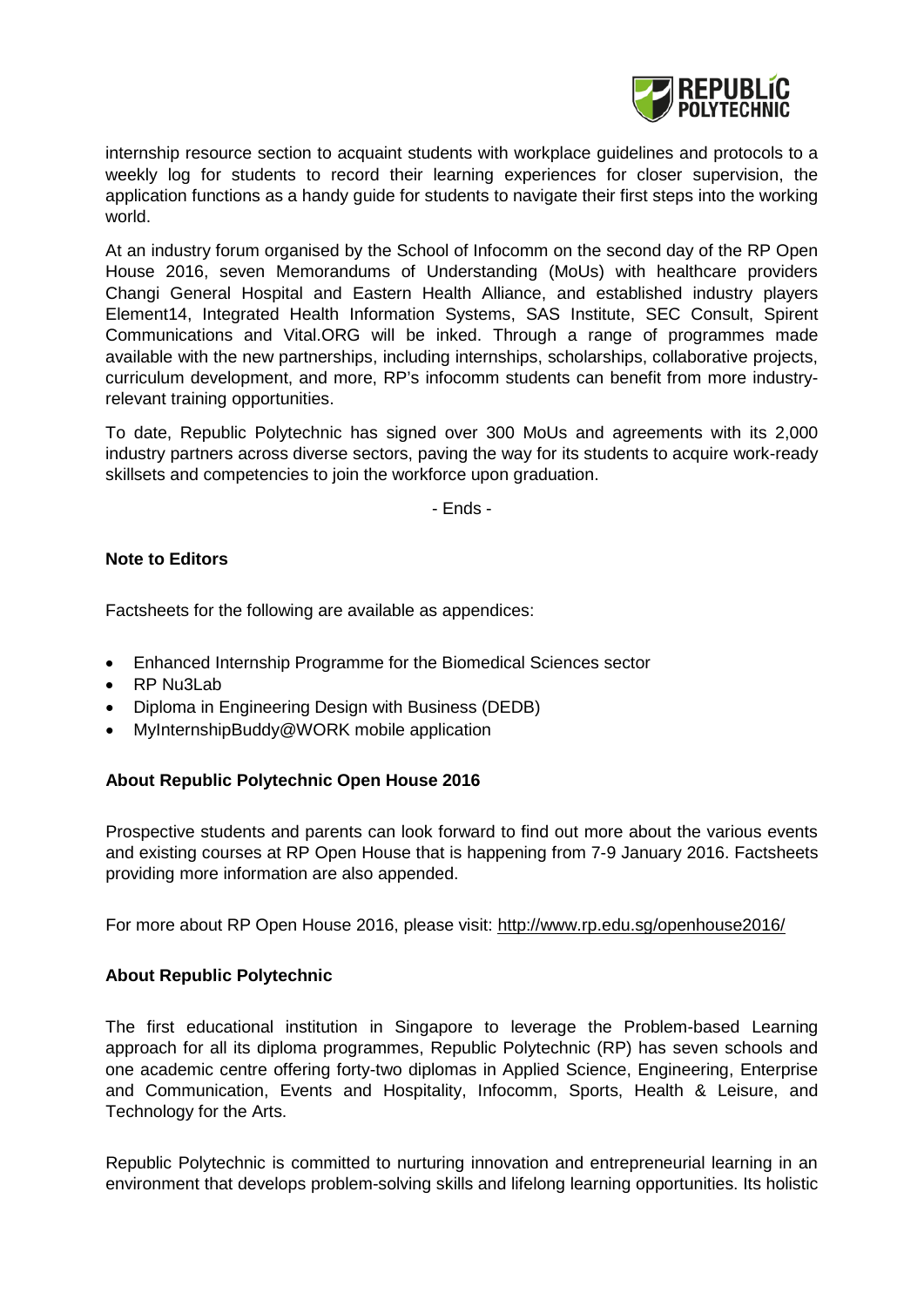internship resource section to acquaint students with workplace guidelines and protocols to a weekly log for students to record their learning experiences for closer supervision, the application functions as a handy guide for students to navigate their first steps into the working world.

At an industry forum organised by the School of Infocomm on the second day of the RP Open House 2016, seven Memorandums of Understanding (MoUs) with healthcare providers Changi General Hospital and Eastern Health Alliance, and established industry players Element14, Integrated Health Information Systems, SAS Institute, SEC Consult, Spirent Communications and Vital.ORG will be inked. Through a range of programmes made available with the new partnerships, including internships, scholarships, collaborative projects, curriculum development, and more, RP's infocomm students can benefit from more industry-relevant training opportunities.

To date, Republic Polytechnic has signed over 300 MoUs and agreements with its 2,000 industry partners across diverse sectors, paving the way for its students to acquire work-ready skillsets and competencies to join the workforce upon graduation.

- Ends -

**Note to Editors**

Factsheets for the following are available as appendices:

- Enhanced Internship Programme for the Biomedical Sciences sector
- RP Nu3Lab
- Diploma in Engineering Design with Business (DEDB)
- MyInternshipBuddy@WORK mobile application

**About Republic Polytechnic Open House 2016**

Prospective students and parents can look forward to find out more about the various events and existing courses at RP Open House that is happening from 7-9 January 2016. Factsheets providing more information are also appended.

For more about RP Open House 2016, please visit: http://www.rp.edu.sg/openhouse2016/

**About Republic Polytechnic**

The first educational institution in Singapore to leverage the Problem-based Learning approach for all its diploma programmes, Republic Polytechnic (RP) has seven schools and one academic centre offering forty-two diplomas in Applied Science, Engineering, Enterprise and Communication, Events and Hospitality, Infocomm, Sports, Health & Leisure, and Technology for the Arts.

Republic Polytechnic is committed to nurturing innovation and entrepreneurial learning in an environment that develops problem-solving skills and lifelong learning opportunities. Its holistic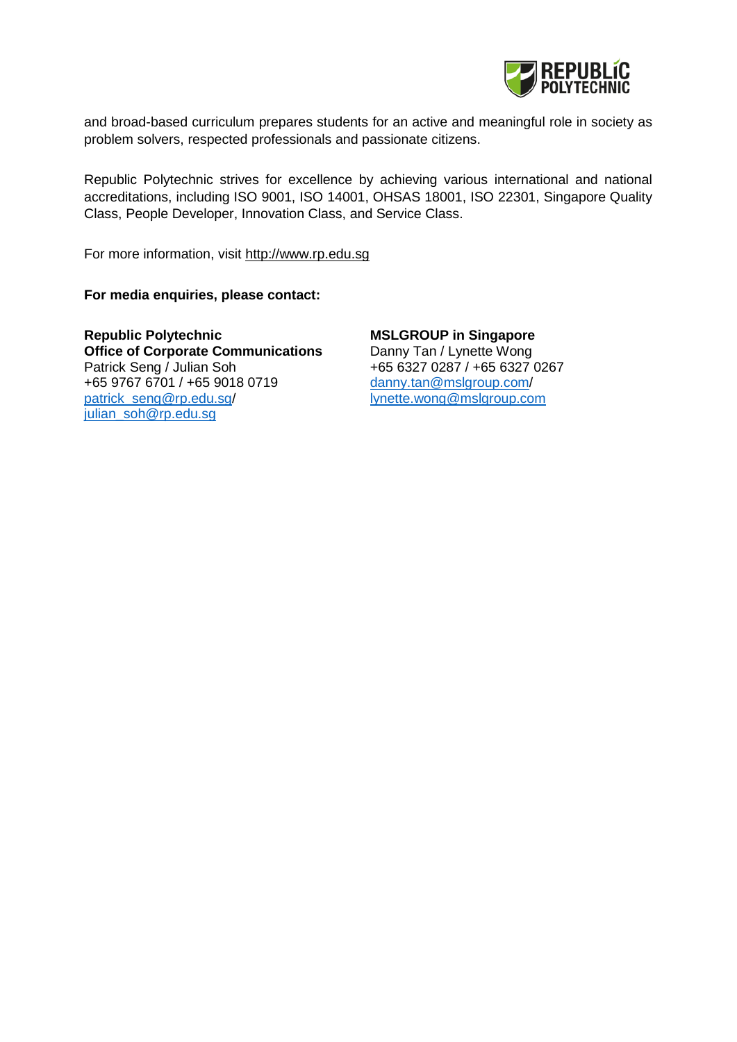and broad-based curriculum prepares students for an active and meaningful role in society as problem solvers, respected professionals and passionate citizens.

Republic Polytechnic strives for excellence by achieving various international and national accreditations, including ISO 9001, ISO 14001, OHSAS 18001, ISO 22301, Singapore Quality Class, People Developer, Innovation Class, and Service Class.

For more information, visit http://www.rp.edu.sg

**For media enquiries, please contact:**

**Republic Polytechnic**
**Office of Corporate Communications**
Patrick Seng / Julian Soh
+65 9767 6701 / +65 9018 0719
patrick_seng@rp.edu.sg/
julian_soh@rp.edu.sg

**MSLGROUP in Singapore**
Danny Tan / Lynette Wong
+65 6327 0287 / +65 6327 0267
danny.tan@mslgroup.com/
lynette.wong@mslgroup.com